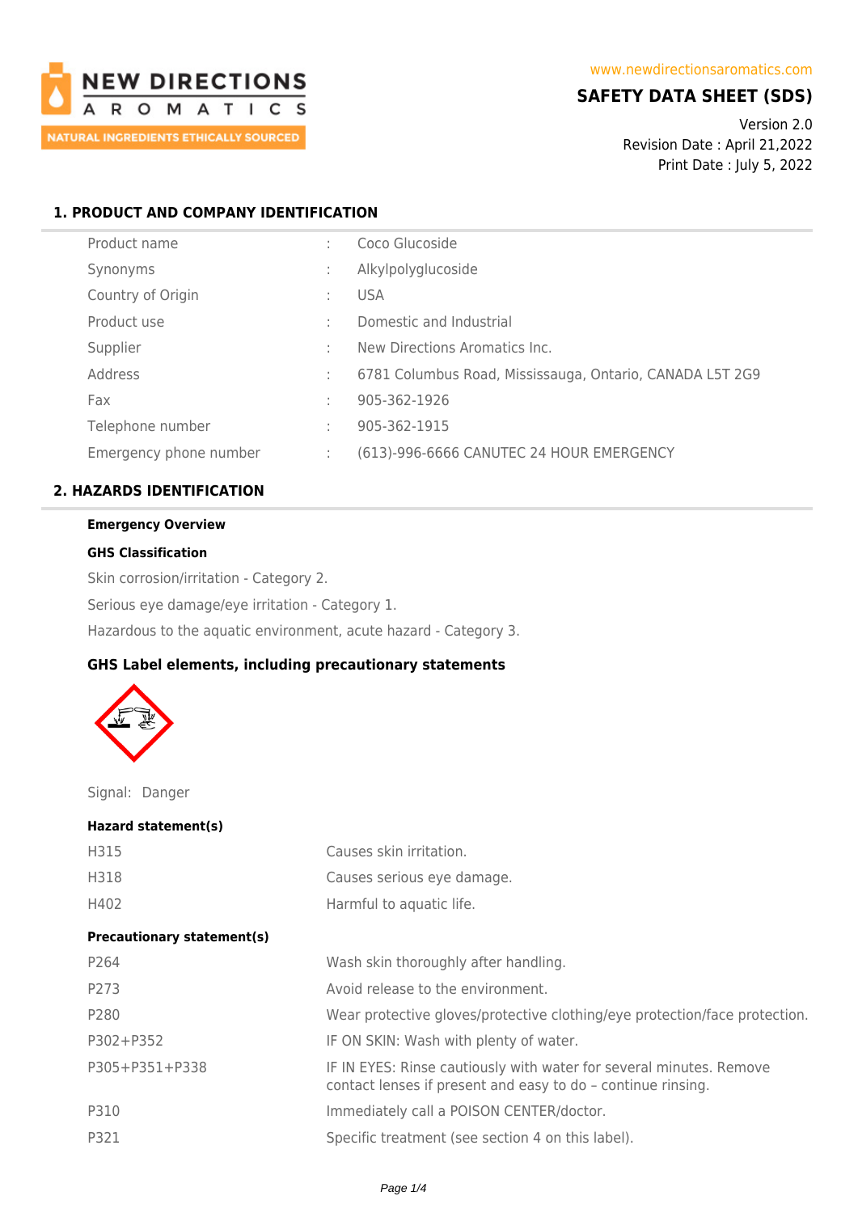NEW DIRECTIONS AROMATICS
NATURAL INGREDIENTS ETHICALLY SOURCED

www.newdirectionsaromatics.com

# SAFETY DATA SHEET (SDS)

Version 2.0
Revision Date : April 21,2022
Print Date : July 5, 2022

## 1. PRODUCT AND COMPANY IDENTIFICATION

| | | |
|---|---|---|
| Product name | : | Coco Glucoside |
| Synonyms | : | Alkylpolyglucoside |
| Country of Origin | : | USA |
| Product use | : | Domestic and Industrial |
| Supplier | : | New Directions Aromatics Inc. |
| Address | : | 6781 Columbus Road, Mississauga, Ontario, CANADA L5T 2G9 |
| Fax | : | 905-362-1926 |
| Telephone number | : | 905-362-1915 |
| Emergency phone number | : | (613)-996-6666 CANUTEC 24 HOUR EMERGENCY |

## 2. HAZARDS IDENTIFICATION

**Emergency Overview**

**GHS Classification**

Skin corrosion/irritation - Category 2.

Serious eye damage/eye irritation - Category 1.

Hazardous to the aquatic environment, acute hazard - Category 3.

**GHS Label elements, including precautionary statements**

Signal: Danger

**Hazard statement(s)**

| | |
|---|---|
| H315 | Causes skin irritation. |
| H318 | Causes serious eye damage. |
| H402 | Harmful to aquatic life. |

**Precautionary statement(s)**

| | |
|---|---|
| P264 | Wash skin thoroughly after handling. |
| P273 | Avoid release to the environment. |
| P280 | Wear protective gloves/protective clothing/eye protection/face protection. |
| P302+P352 | IF ON SKIN: Wash with plenty of water. |
| P305+P351+P338 | IF IN EYES: Rinse cautiously with water for several minutes. Remove contact lenses if present and easy to do – continue rinsing. |
| P310 | Immediately call a POISON CENTER/doctor. |
| P321 | Specific treatment (see section 4 on this label). |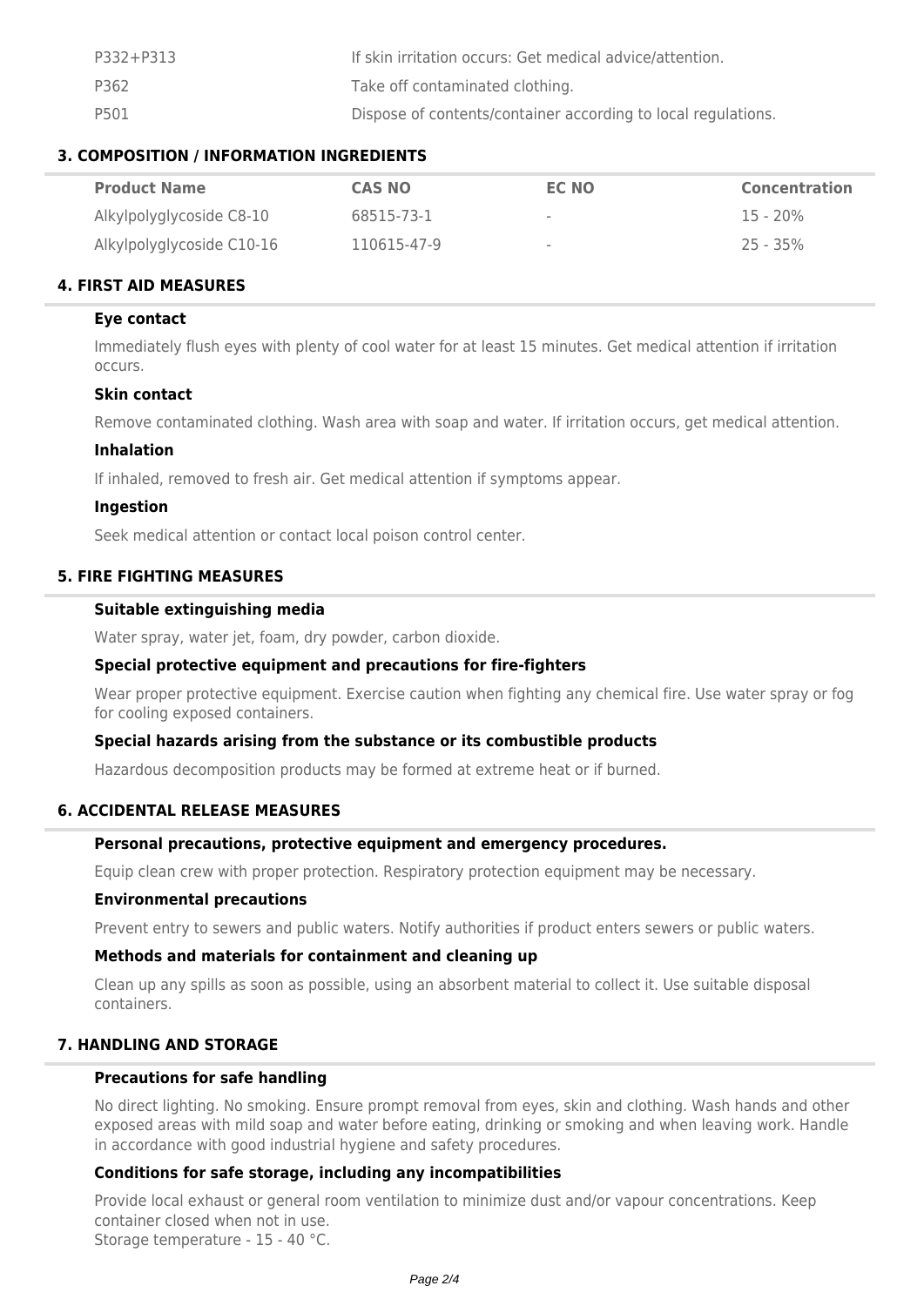| | |
|---|---|
| P332+P313 | If skin irritation occurs: Get medical advice/attention. |
| P362 | Take off contaminated clothing. |
| P501 | Dispose of contents/container according to local regulations. |

## 3. COMPOSITION / INFORMATION INGREDIENTS

| Product Name | CAS NO | EC NO | Concentration |
|---|---|---|---|
| Alkylpolyglycoside C8-10 | 68515-73-1 | - | 15 - 20% |
| Alkylpolyglycoside C10-16 | 110615-47-9 | - | 25 - 35% |

## 4. FIRST AID MEASURES

### Eye contact

Immediately flush eyes with plenty of cool water for at least 15 minutes. Get medical attention if irritation occurs.

### Skin contact

Remove contaminated clothing. Wash area with soap and water. If irritation occurs, get medical attention.

### Inhalation

If inhaled, removed to fresh air. Get medical attention if symptoms appear.

### Ingestion

Seek medical attention or contact local poison control center.

## 5. FIRE FIGHTING MEASURES

### Suitable extinguishing media

Water spray, water jet, foam, dry powder, carbon dioxide.

### Special protective equipment and precautions for fire-fighters

Wear proper protective equipment. Exercise caution when fighting any chemical fire. Use water spray or fog for cooling exposed containers.

### Special hazards arising from the substance or its combustible products

Hazardous decomposition products may be formed at extreme heat or if burned.

## 6. ACCIDENTAL RELEASE MEASURES

### Personal precautions, protective equipment and emergency procedures.

Equip clean crew with proper protection. Respiratory protection equipment may be necessary.

### Environmental precautions

Prevent entry to sewers and public waters. Notify authorities if product enters sewers or public waters.

### Methods and materials for containment and cleaning up

Clean up any spills as soon as possible, using an absorbent material to collect it. Use suitable disposal containers.

## 7. HANDLING AND STORAGE

### Precautions for safe handling

No direct lighting. No smoking. Ensure prompt removal from eyes, skin and clothing. Wash hands and other exposed areas with mild soap and water before eating, drinking or smoking and when leaving work. Handle in accordance with good industrial hygiene and safety procedures.

### Conditions for safe storage, including any incompatibilities

Provide local exhaust or general room ventilation to minimize dust and/or vapour concentrations. Keep container closed when not in use.
Storage temperature - 15 - 40 °C.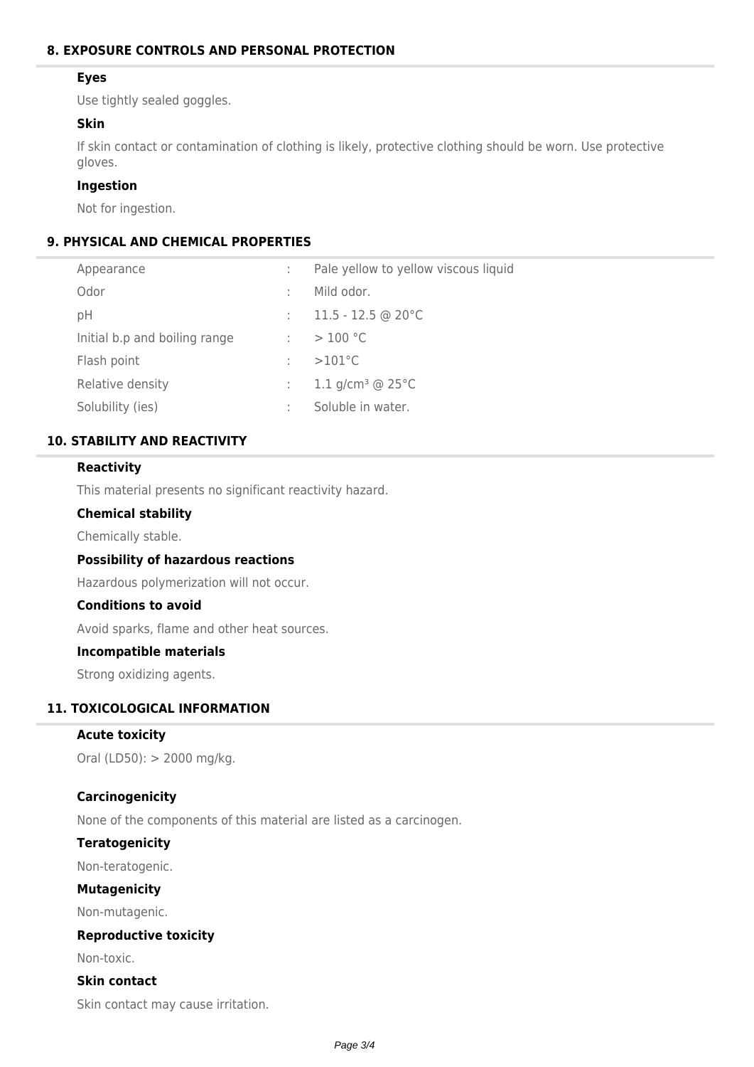## 8. EXPOSURE CONTROLS AND PERSONAL PROTECTION

### Eyes

Use tightly sealed goggles.

### Skin

If skin contact or contamination of clothing is likely, protective clothing should be worn. Use protective gloves.

### Ingestion

Not for ingestion.

## 9. PHYSICAL AND CHEMICAL PROPERTIES

| Property | | Value |
|---|---|---|
| Appearance | : | Pale yellow to yellow viscous liquid |
| Odor | : | Mild odor. |
| pH | : | 11.5 - 12.5 @ 20°C |
| Initial b.p and boiling range | : | > 100 °C |
| Flash point | : | >101°C |
| Relative density | : | 1.1 g/cm³ @ 25°C |
| Solubility (ies) | : | Soluble in water. |

## 10. STABILITY AND REACTIVITY

### Reactivity

This material presents no significant reactivity hazard.

### Chemical stability

Chemically stable.

### Possibility of hazardous reactions

Hazardous polymerization will not occur.

### Conditions to avoid

Avoid sparks, flame and other heat sources.

### Incompatible materials

Strong oxidizing agents.

## 11. TOXICOLOGICAL INFORMATION

### Acute toxicity

Oral (LD50): > 2000 mg/kg.

### Carcinogenicity

None of the components of this material are listed as a carcinogen.

### Teratogenicity

Non-teratogenic.

### Mutagenicity

Non-mutagenic.

### Reproductive toxicity

Non-toxic.

### Skin contact

Skin contact may cause irritation.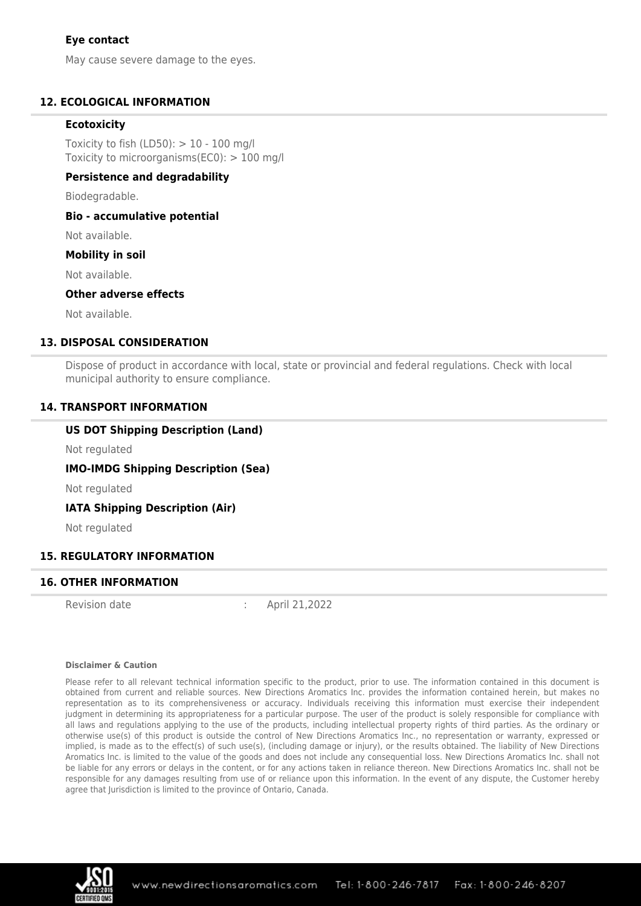### Eye contact

May cause severe damage to the eyes.

## 12. ECOLOGICAL INFORMATION

### Ecotoxicity

Toxicity to fish (LD50): > 10 - 100 mg/l
Toxicity to microorganisms(EC0): > 100 mg/l

### Persistence and degradability

Biodegradable.

### Bio - accumulative potential

Not available.

### Mobility in soil

Not available.

### Other adverse effects

Not available.

## 13. DISPOSAL CONSIDERATION

Dispose of product in accordance with local, state or provincial and federal regulations. Check with local municipal authority to ensure compliance.

## 14. TRANSPORT INFORMATION

### US DOT Shipping Description (Land)

Not regulated

### IMO-IMDG Shipping Description (Sea)

Not regulated

### IATA Shipping Description (Air)

Not regulated

## 15. REGULATORY INFORMATION

## 16. OTHER INFORMATION

Revision date : April 21,2022

**Disclaimer & Caution**

Please refer to all relevant technical information specific to the product, prior to use. The information contained in this document is obtained from current and reliable sources. New Directions Aromatics Inc. provides the information contained herein, but makes no representation as to its comprehensiveness or accuracy. Individuals receiving this information must exercise their independent judgment in determining its appropriateness for a particular purpose. The user of the product is solely responsible for compliance with all laws and regulations applying to the use of the products, including intellectual property rights of third parties. As the ordinary or otherwise use(s) of this product is outside the control of New Directions Aromatics Inc., no representation or warranty, expressed or implied, is made as to the effect(s) of such use(s), (including damage or injury), or the results obtained. The liability of New Directions Aromatics Inc. is limited to the value of the goods and does not include any consequential loss. New Directions Aromatics Inc. shall not be liable for any errors or delays in the content, or for any actions taken in reliance thereon. New Directions Aromatics Inc. shall not be responsible for any damages resulting from use of or reliance upon this information. In the event of any dispute, the Customer hereby agree that Jurisdiction is limited to the province of Ontario, Canada.